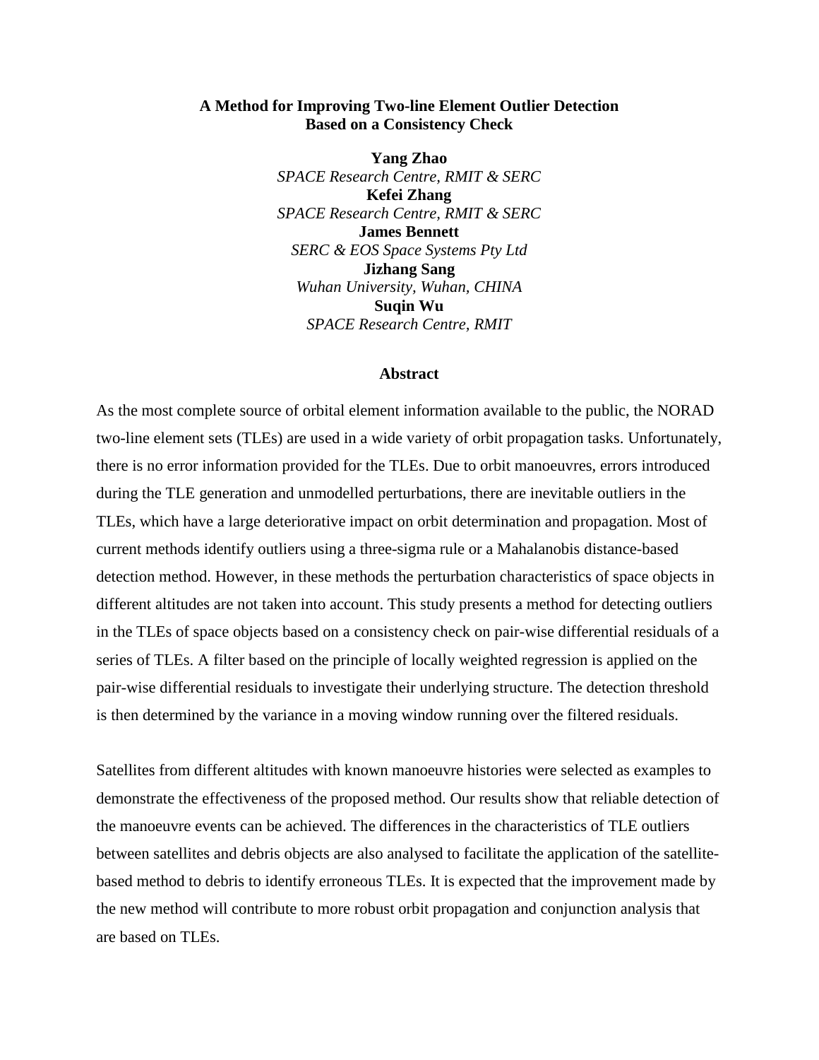# A Method for Improving Two-line Element Outlier Detection Based on a Consistency Check

**Yang Zhao**
*SPACE Research Centre, RMIT & SERC*
**Kefei Zhang**
*SPACE Research Centre, RMIT & SERC*
**James Bennett**
*SERC & EOS Space Systems Pty Ltd*
**Jizhang Sang**
*Wuhan University, Wuhan, CHINA*
**Suqin Wu**
*SPACE Research Centre, RMIT*

## Abstract

As the most complete source of orbital element information available to the public, the NORAD two-line element sets (TLEs) are used in a wide variety of orbit propagation tasks. Unfortunately, there is no error information provided for the TLEs. Due to orbit manoeuvres, errors introduced during the TLE generation and unmodelled perturbations, there are inevitable outliers in the TLEs, which have a large deteriorative impact on orbit determination and propagation. Most of current methods identify outliers using a three-sigma rule or a Mahalanobis distance-based detection method. However, in these methods the perturbation characteristics of space objects in different altitudes are not taken into account. This study presents a method for detecting outliers in the TLEs of space objects based on a consistency check on pair-wise differential residuals of a series of TLEs. A filter based on the principle of locally weighted regression is applied on the pair-wise differential residuals to investigate their underlying structure. The detection threshold is then determined by the variance in a moving window running over the filtered residuals.

Satellites from different altitudes with known manoeuvre histories were selected as examples to demonstrate the effectiveness of the proposed method. Our results show that reliable detection of the manoeuvre events can be achieved. The differences in the characteristics of TLE outliers between satellites and debris objects are also analysed to facilitate the application of the satellite-based method to debris to identify erroneous TLEs. It is expected that the improvement made by the new method will contribute to more robust orbit propagation and conjunction analysis that are based on TLEs.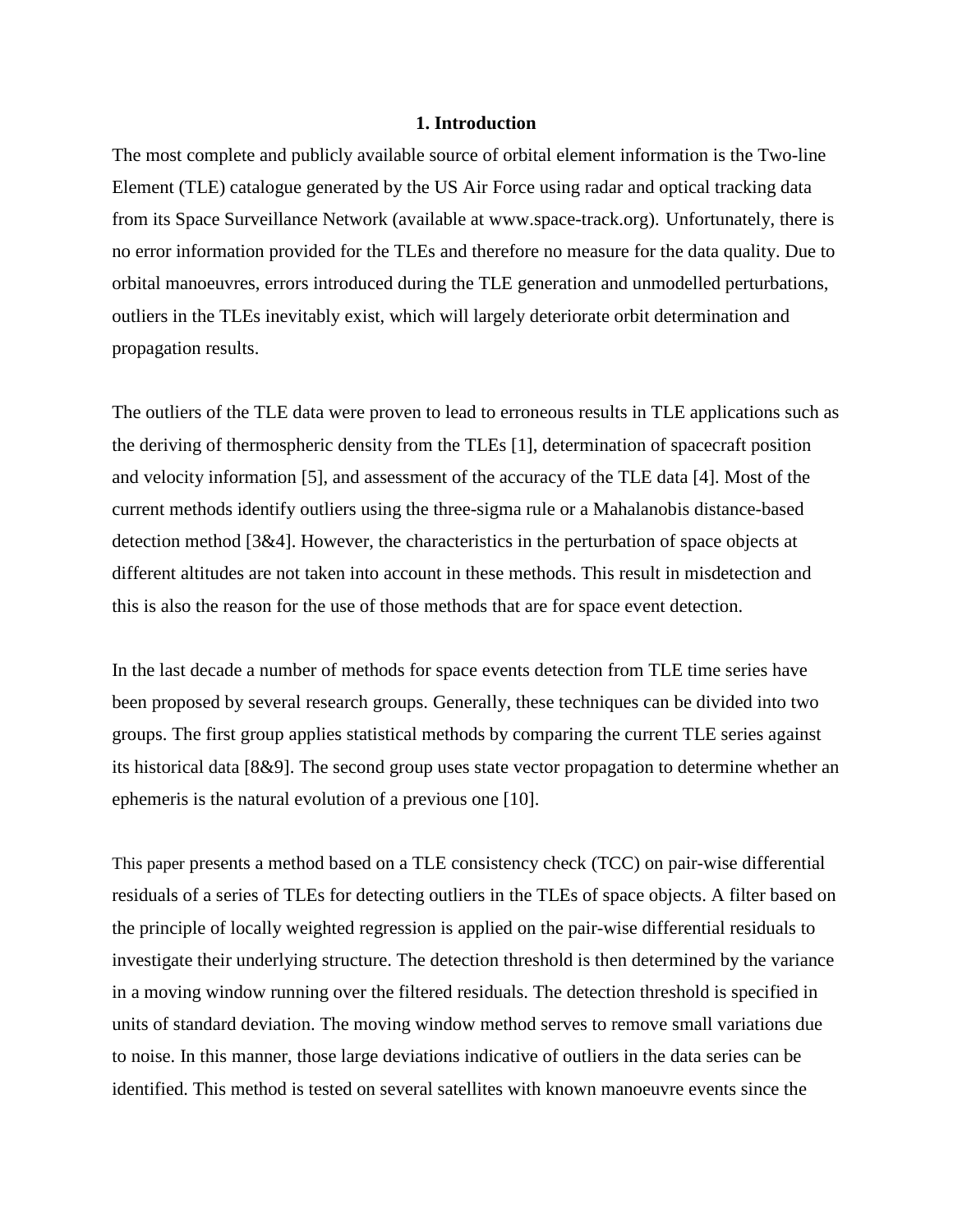## 1. Introduction

The most complete and publicly available source of orbital element information is the Two-line Element (TLE) catalogue generated by the US Air Force using radar and optical tracking data from its Space Surveillance Network (available at www.space-track.org). Unfortunately, there is no error information provided for the TLEs and therefore no measure for the data quality. Due to orbital manoeuvres, errors introduced during the TLE generation and unmodelled perturbations, outliers in the TLEs inevitably exist, which will largely deteriorate orbit determination and propagation results.

The outliers of the TLE data were proven to lead to erroneous results in TLE applications such as the deriving of thermospheric density from the TLEs [1], determination of spacecraft position and velocity information [5], and assessment of the accuracy of the TLE data [4]. Most of the current methods identify outliers using the three-sigma rule or a Mahalanobis distance-based detection method [3&4]. However, the characteristics in the perturbation of space objects at different altitudes are not taken into account in these methods. This result in misdetection and this is also the reason for the use of those methods that are for space event detection.

In the last decade a number of methods for space events detection from TLE time series have been proposed by several research groups. Generally, these techniques can be divided into two groups. The first group applies statistical methods by comparing the current TLE series against its historical data [8&9]. The second group uses state vector propagation to determine whether an ephemeris is the natural evolution of a previous one [10].

This paper presents a method based on a TLE consistency check (TCC) on pair-wise differential residuals of a series of TLEs for detecting outliers in the TLEs of space objects. A filter based on the principle of locally weighted regression is applied on the pair-wise differential residuals to investigate their underlying structure. The detection threshold is then determined by the variance in a moving window running over the filtered residuals. The detection threshold is specified in units of standard deviation. The moving window method serves to remove small variations due to noise. In this manner, those large deviations indicative of outliers in the data series can be identified. This method is tested on several satellites with known manoeuvre events since the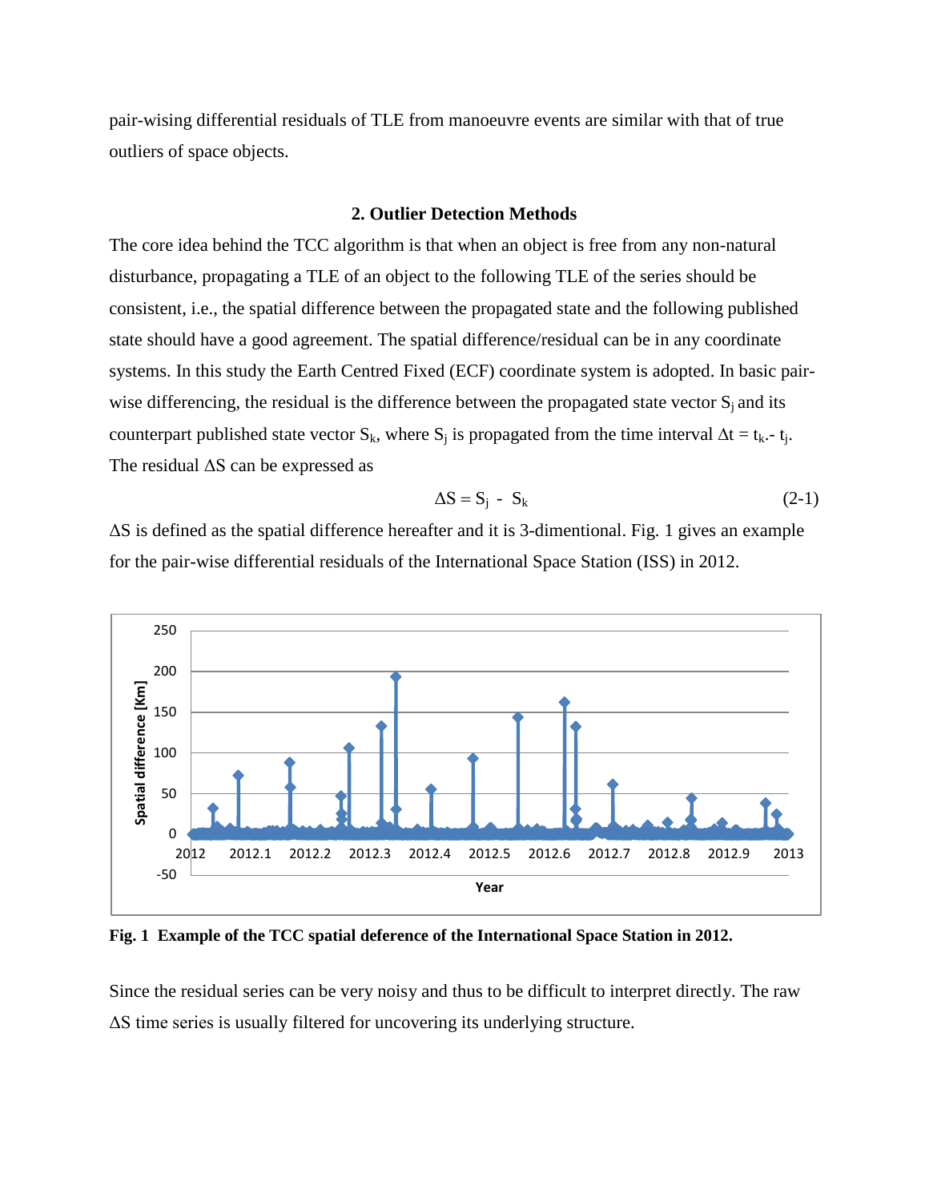pair-wising differential residuals of TLE from manoeuvre events are similar with that of true outliers of space objects.

## 2. Outlier Detection Methods

The core idea behind the TCC algorithm is that when an object is free from any non-natural disturbance, propagating a TLE of an object to the following TLE of the series should be consistent, i.e., the spatial difference between the propagated state and the following published state should have a good agreement. The spatial difference/residual can be in any coordinate systems. In this study the Earth Centred Fixed (ECF) coordinate system is adopted. In basic pair-wise differencing, the residual is the difference between the propagated state vector $S_j$ and its counterpart published state vector $S_k$, where $S_j$ is propagated from the time interval $\Delta t = t_k - t_j$. The residual $\Delta S$ can be expressed as

$$\Delta S = S_j - S_k \tag{2-1}$$

$\Delta S$ is defined as the spatial difference hereafter and it is 3-dimentional. Fig. 1 gives an example for the pair-wise differential residuals of the International Space Station (ISS) in 2012.

**Fig. 1 Example of the TCC spatial deference of the International Space Station in 2012.**

Since the residual series can be very noisy and thus to be difficult to interpret directly. The raw $\Delta S$ time series is usually filtered for uncovering its underlying structure.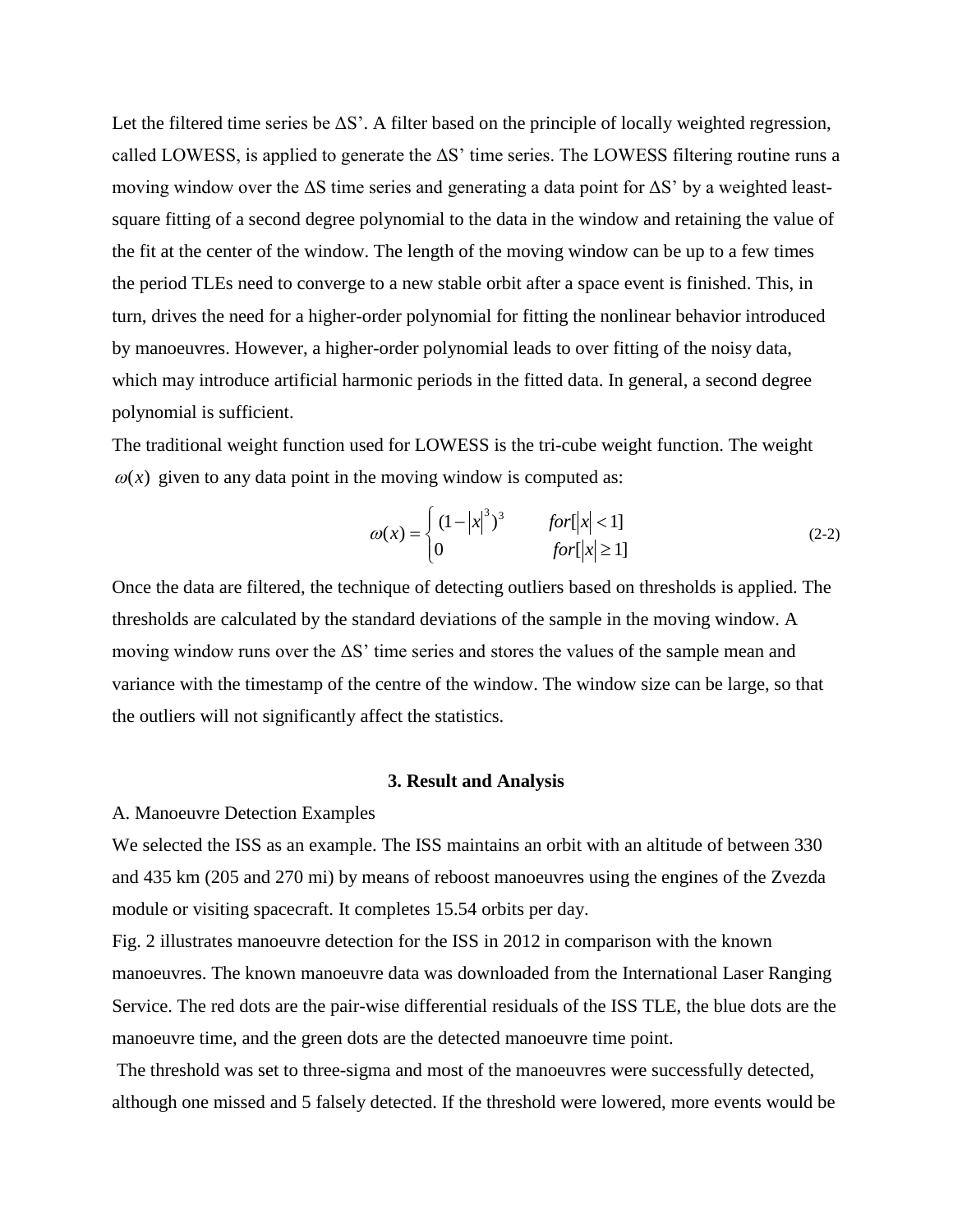Let the filtered time series be $\Delta S'$. A filter based on the principle of locally weighted regression, called LOWESS, is applied to generate the $\Delta S'$ time series. The LOWESS filtering routine runs a moving window over the $\Delta S$ time series and generating a data point for $\Delta S'$ by a weighted least-square fitting of a second degree polynomial to the data in the window and retaining the value of the fit at the center of the window. The length of the moving window can be up to a few times the period TLEs need to converge to a new stable orbit after a space event is finished. This, in turn, drives the need for a higher-order polynomial for fitting the nonlinear behavior introduced by manoeuvres. However, a higher-order polynomial leads to over fitting of the noisy data, which may introduce artificial harmonic periods in the fitted data. In general, a second degree polynomial is sufficient.

The traditional weight function used for LOWESS is the tri-cube weight function. The weight $\omega(x)$ given to any data point in the moving window is computed as:

$$\omega(x) = \begin{cases} (1-|x|^3)^3 & for[|x|<1] \\ 0 & for[|x|\geq 1] \end{cases} \tag{2-2}$$

Once the data are filtered, the technique of detecting outliers based on thresholds is applied. The thresholds are calculated by the standard deviations of the sample in the moving window. A moving window runs over the $\Delta S'$ time series and stores the values of the sample mean and variance with the timestamp of the centre of the window. The window size can be large, so that the outliers will not significantly affect the statistics.

## 3. Result and Analysis

A. Manoeuvre Detection Examples

We selected the ISS as an example. The ISS maintains an orbit with an altitude of between 330 and 435 km (205 and 270 mi) by means of reboost manoeuvres using the engines of the Zvezda module or visiting spacecraft. It completes 15.54 orbits per day.

Fig. 2 illustrates manoeuvre detection for the ISS in 2012 in comparison with the known manoeuvres. The known manoeuvre data was downloaded from the International Laser Ranging Service. The red dots are the pair-wise differential residuals of the ISS TLE, the blue dots are the manoeuvre time, and the green dots are the detected manoeuvre time point.

The threshold was set to three-sigma and most of the manoeuvres were successfully detected, although one missed and 5 falsely detected. If the threshold were lowered, more events would be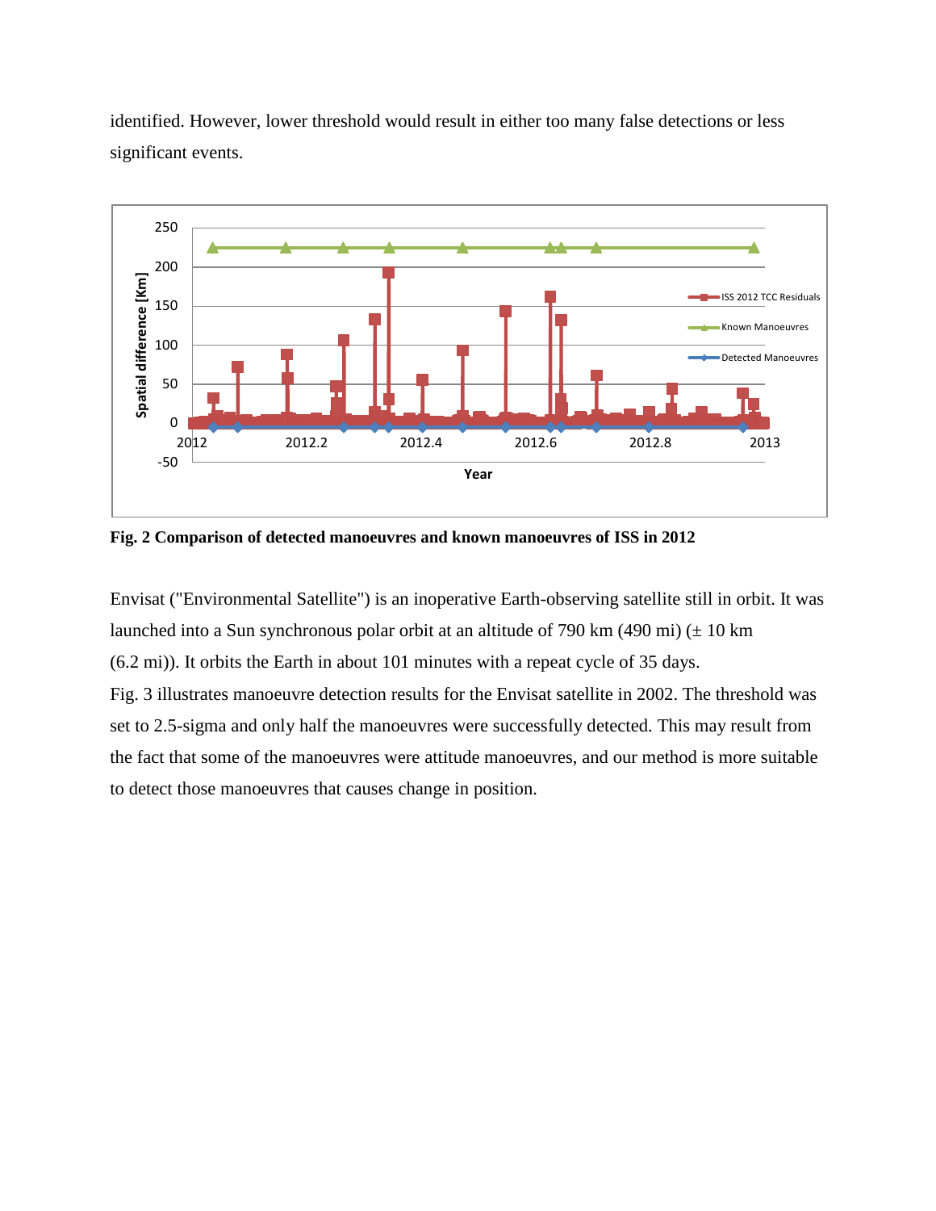identified. However, lower threshold would result in either too many false detections or less significant events.

**Fig. 2 Comparison of detected manoeuvres and known manoeuvres of ISS in 2012**

Envisat ("Environmental Satellite") is an inoperative Earth-observing satellite still in orbit. It was launched into a Sun synchronous polar orbit at an altitude of 790 km (490 mi) (± 10 km (6.2 mi)). It orbits the Earth in about 101 minutes with a repeat cycle of 35 days.

Fig. 3 illustrates manoeuvre detection results for the Envisat satellite in 2002. The threshold was set to 2.5-sigma and only half the manoeuvres were successfully detected. This may result from the fact that some of the manoeuvres were attitude manoeuvres, and our method is more suitable to detect those manoeuvres that causes change in position.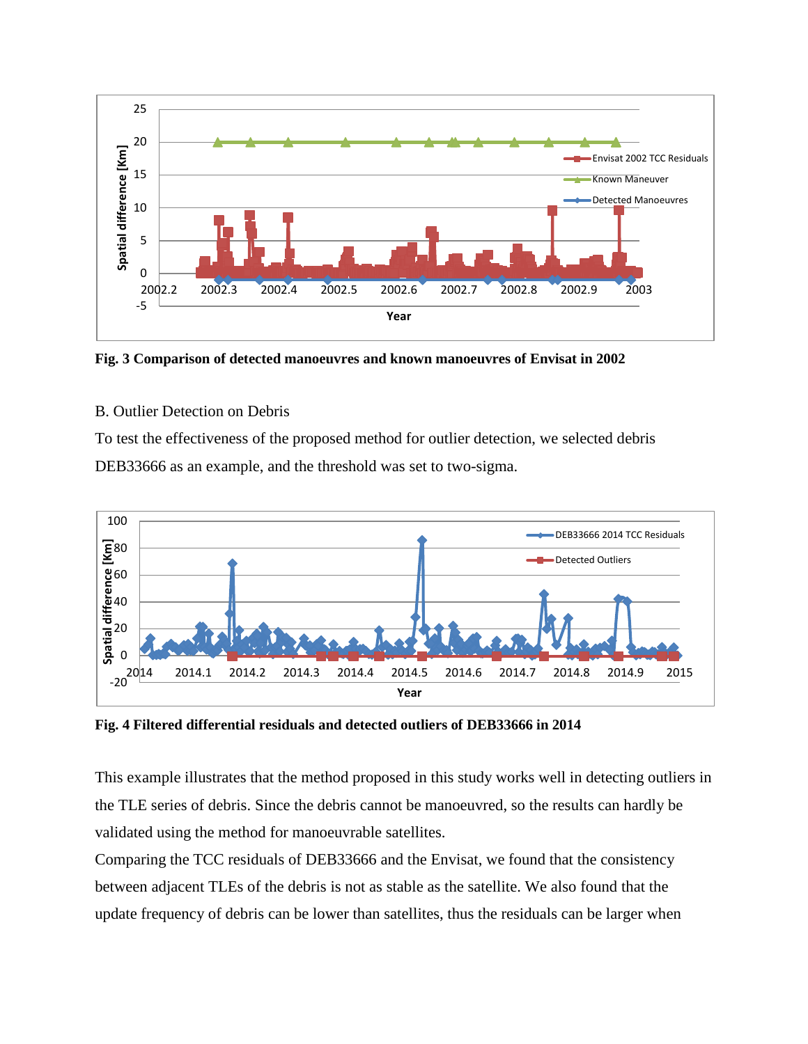**Fig. 3 Comparison of detected manoeuvres and known manoeuvres of Envisat in 2002**

B. Outlier Detection on Debris

To test the effectiveness of the proposed method for outlier detection, we selected debris DEB33666 as an example, and the threshold was set to two-sigma.

**Fig. 4 Filtered differential residuals and detected outliers of DEB33666 in 2014**

This example illustrates that the method proposed in this study works well in detecting outliers in the TLE series of debris. Since the debris cannot be manoeuvred, so the results can hardly be validated using the method for manoeuvrable satellites.

Comparing the TCC residuals of DEB33666 and the Envisat, we found that the consistency between adjacent TLEs of the debris is not as stable as the satellite. We also found that the update frequency of debris can be lower than satellites, thus the residuals can be larger when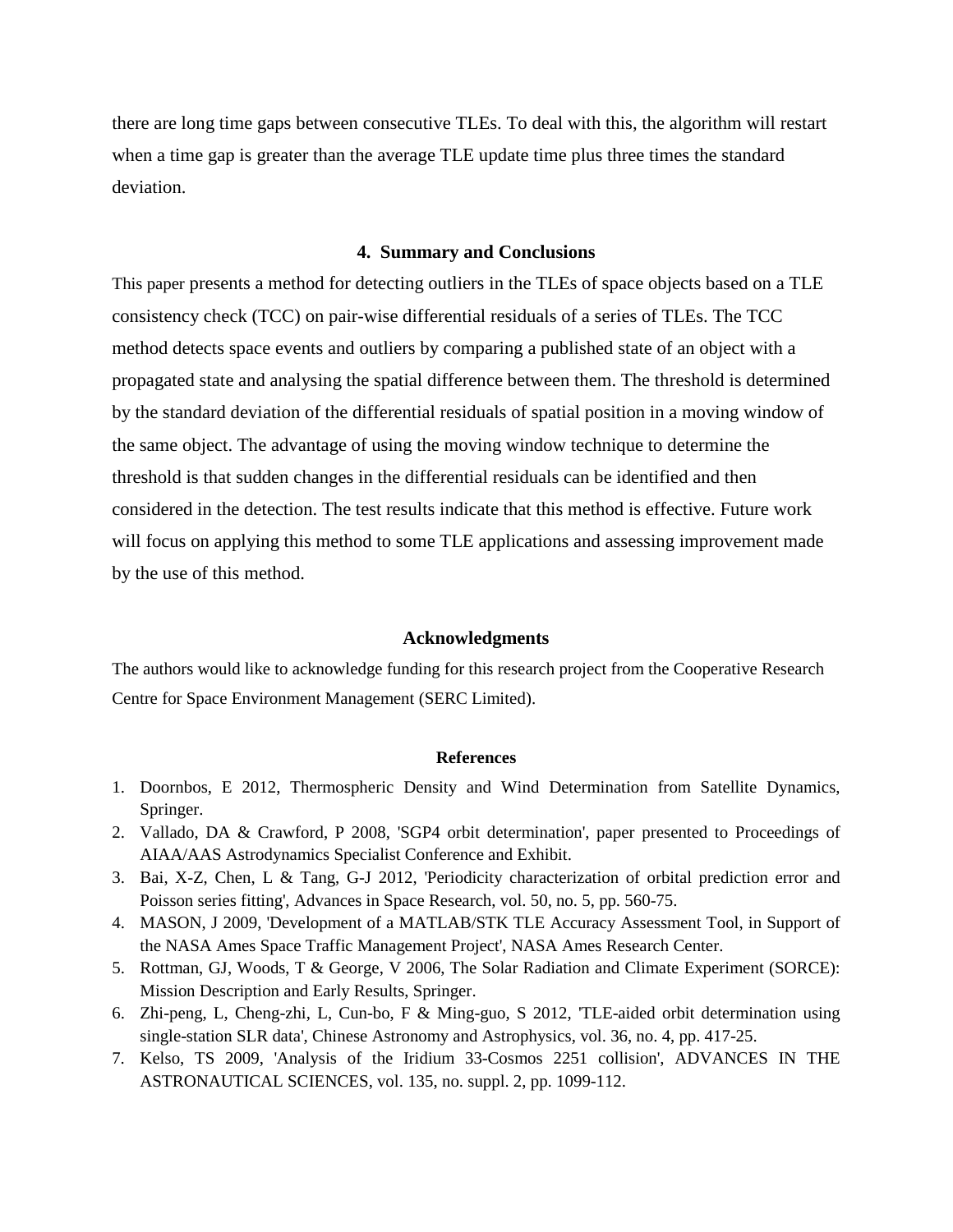there are long time gaps between consecutive TLEs. To deal with this, the algorithm will restart when a time gap is greater than the average TLE update time plus three times the standard deviation.

## 4. Summary and Conclusions

This paper presents a method for detecting outliers in the TLEs of space objects based on a TLE consistency check (TCC) on pair-wise differential residuals of a series of TLEs. The TCC method detects space events and outliers by comparing a published state of an object with a propagated state and analysing the spatial difference between them. The threshold is determined by the standard deviation of the differential residuals of spatial position in a moving window of the same object. The advantage of using the moving window technique to determine the threshold is that sudden changes in the differential residuals can be identified and then considered in the detection. The test results indicate that this method is effective. Future work will focus on applying this method to some TLE applications and assessing improvement made by the use of this method.

## Acknowledgments

The authors would like to acknowledge funding for this research project from the Cooperative Research Centre for Space Environment Management (SERC Limited).

## References

1. Doornbos, E 2012, Thermospheric Density and Wind Determination from Satellite Dynamics, Springer.
2. Vallado, DA & Crawford, P 2008, 'SGP4 orbit determination', paper presented to Proceedings of AIAA/AAS Astrodynamics Specialist Conference and Exhibit.
3. Bai, X-Z, Chen, L & Tang, G-J 2012, 'Periodicity characterization of orbital prediction error and Poisson series fitting', Advances in Space Research, vol. 50, no. 5, pp. 560-75.
4. MASON, J 2009, 'Development of a MATLAB/STK TLE Accuracy Assessment Tool, in Support of the NASA Ames Space Traffic Management Project', NASA Ames Research Center.
5. Rottman, GJ, Woods, T & George, V 2006, The Solar Radiation and Climate Experiment (SORCE): Mission Description and Early Results, Springer.
6. Zhi-peng, L, Cheng-zhi, L, Cun-bo, F & Ming-guo, S 2012, 'TLE-aided orbit determination using single-station SLR data', Chinese Astronomy and Astrophysics, vol. 36, no. 4, pp. 417-25.
7. Kelso, TS 2009, 'Analysis of the Iridium 33-Cosmos 2251 collision', ADVANCES IN THE ASTRONAUTICAL SCIENCES, vol. 135, no. suppl. 2, pp. 1099-112.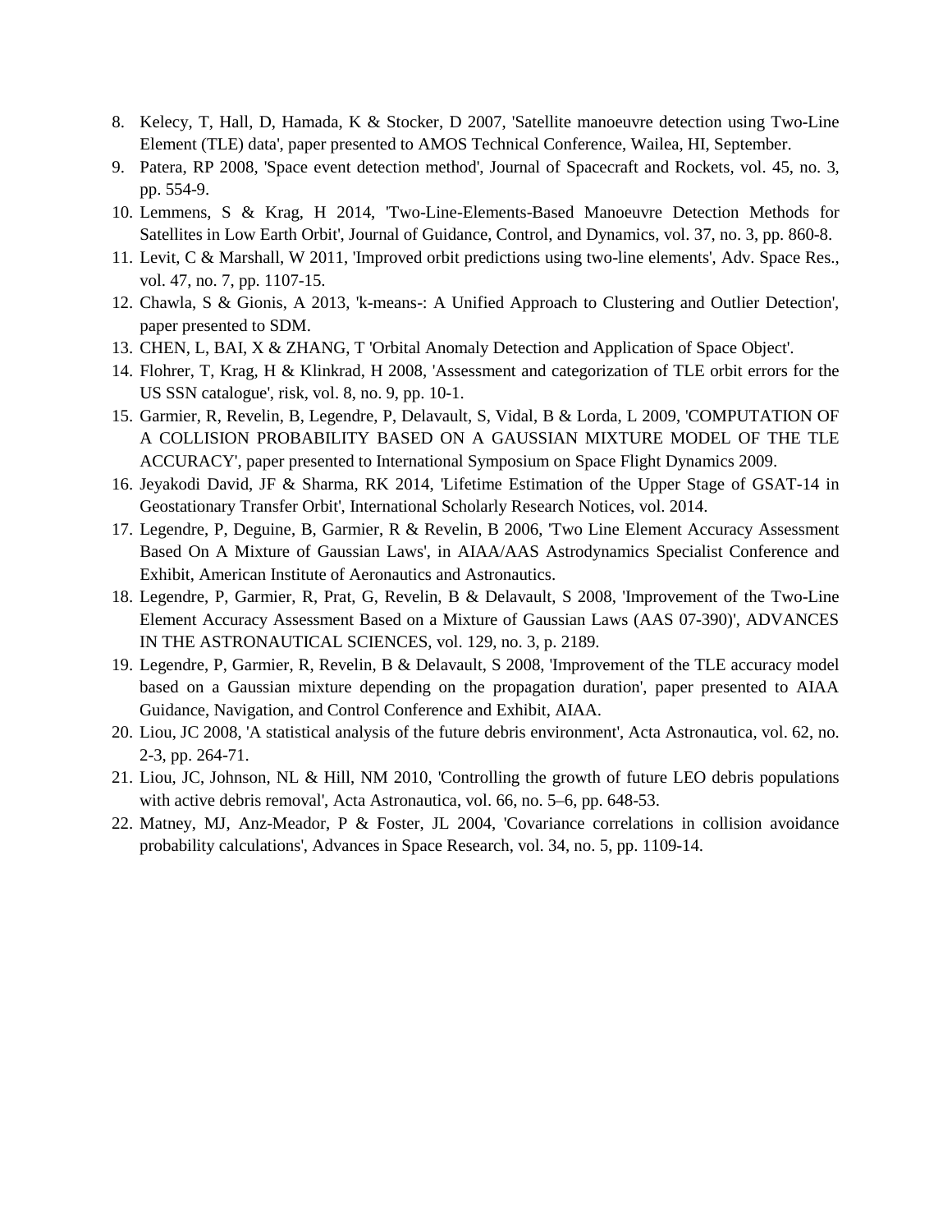8. Kelecy, T, Hall, D, Hamada, K & Stocker, D 2007, 'Satellite manoeuvre detection using Two-Line Element (TLE) data', paper presented to AMOS Technical Conference, Wailea, HI, September.
9. Patera, RP 2008, 'Space event detection method', Journal of Spacecraft and Rockets, vol. 45, no. 3, pp. 554-9.
10. Lemmens, S & Krag, H 2014, 'Two-Line-Elements-Based Manoeuvre Detection Methods for Satellites in Low Earth Orbit', Journal of Guidance, Control, and Dynamics, vol. 37, no. 3, pp. 860-8.
11. Levit, C & Marshall, W 2011, 'Improved orbit predictions using two-line elements', Adv. Space Res., vol. 47, no. 7, pp. 1107-15.
12. Chawla, S & Gionis, A 2013, 'k-means-: A Unified Approach to Clustering and Outlier Detection', paper presented to SDM.
13. CHEN, L, BAI, X & ZHANG, T 'Orbital Anomaly Detection and Application of Space Object'.
14. Flohrer, T, Krag, H & Klinkrad, H 2008, 'Assessment and categorization of TLE orbit errors for the US SSN catalogue', risk, vol. 8, no. 9, pp. 10-1.
15. Garmier, R, Revelin, B, Legendre, P, Delavault, S, Vidal, B & Lorda, L 2009, 'COMPUTATION OF A COLLISION PROBABILITY BASED ON A GAUSSIAN MIXTURE MODEL OF THE TLE ACCURACY', paper presented to International Symposium on Space Flight Dynamics 2009.
16. Jeyakodi David, JF & Sharma, RK 2014, 'Lifetime Estimation of the Upper Stage of GSAT-14 in Geostationary Transfer Orbit', International Scholarly Research Notices, vol. 2014.
17. Legendre, P, Deguine, B, Garmier, R & Revelin, B 2006, 'Two Line Element Accuracy Assessment Based On A Mixture of Gaussian Laws', in AIAA/AAS Astrodynamics Specialist Conference and Exhibit, American Institute of Aeronautics and Astronautics.
18. Legendre, P, Garmier, R, Prat, G, Revelin, B & Delavault, S 2008, 'Improvement of the Two-Line Element Accuracy Assessment Based on a Mixture of Gaussian Laws (AAS 07-390)', ADVANCES IN THE ASTRONAUTICAL SCIENCES, vol. 129, no. 3, p. 2189.
19. Legendre, P, Garmier, R, Revelin, B & Delavault, S 2008, 'Improvement of the TLE accuracy model based on a Gaussian mixture depending on the propagation duration', paper presented to AIAA Guidance, Navigation, and Control Conference and Exhibit, AIAA.
20. Liou, JC 2008, 'A statistical analysis of the future debris environment', Acta Astronautica, vol. 62, no. 2-3, pp. 264-71.
21. Liou, JC, Johnson, NL & Hill, NM 2010, 'Controlling the growth of future LEO debris populations with active debris removal', Acta Astronautica, vol. 66, no. 5–6, pp. 648-53.
22. Matney, MJ, Anz-Meador, P & Foster, JL 2004, 'Covariance correlations in collision avoidance probability calculations', Advances in Space Research, vol. 34, no. 5, pp. 1109-14.